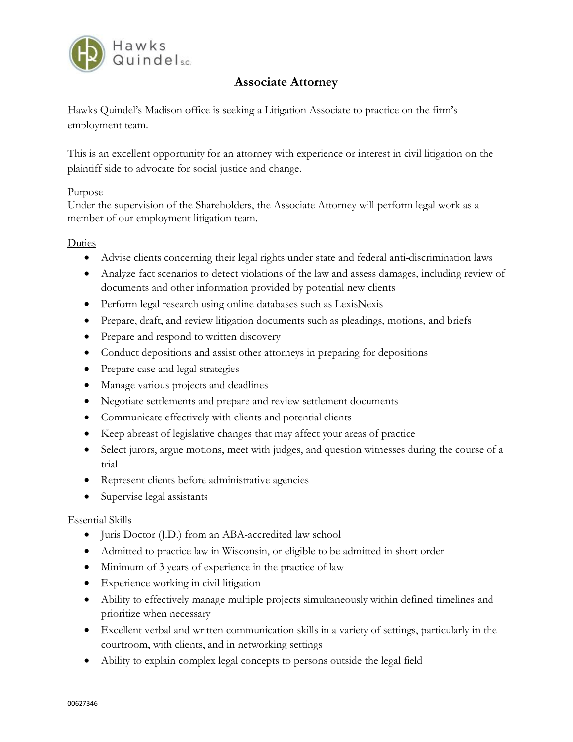Hawks Quindel s.c.

# Associate Attorney

Hawks Quindel's Madison office is seeking a Litigation Associate to practice on the firm's employment team.

This is an excellent opportunity for an attorney with experience or interest in civil litigation on the plaintiff side to advocate for social justice and change.

## Purpose

Under the supervision of the Shareholders, the Associate Attorney will perform legal work as a member of our employment litigation team.

## Duties

- Advise clients concerning their legal rights under state and federal anti-discrimination laws
- Analyze fact scenarios to detect violations of the law and assess damages, including review of documents and other information provided by potential new clients
- Perform legal research using online databases such as LexisNexis
- Prepare, draft, and review litigation documents such as pleadings, motions, and briefs
- Prepare and respond to written discovery
- Conduct depositions and assist other attorneys in preparing for depositions
- Prepare case and legal strategies
- Manage various projects and deadlines
- Negotiate settlements and prepare and review settlement documents
- Communicate effectively with clients and potential clients
- Keep abreast of legislative changes that may affect your areas of practice
- Select jurors, argue motions, meet with judges, and question witnesses during the course of a trial
- Represent clients before administrative agencies
- Supervise legal assistants

## Essential Skills

- Juris Doctor (J.D.) from an ABA-accredited law school
- Admitted to practice law in Wisconsin, or eligible to be admitted in short order
- Minimum of 3 years of experience in the practice of law
- Experience working in civil litigation
- Ability to effectively manage multiple projects simultaneously within defined timelines and prioritize when necessary
- Excellent verbal and written communication skills in a variety of settings, particularly in the courtroom, with clients, and in networking settings
- Ability to explain complex legal concepts to persons outside the legal field

00627346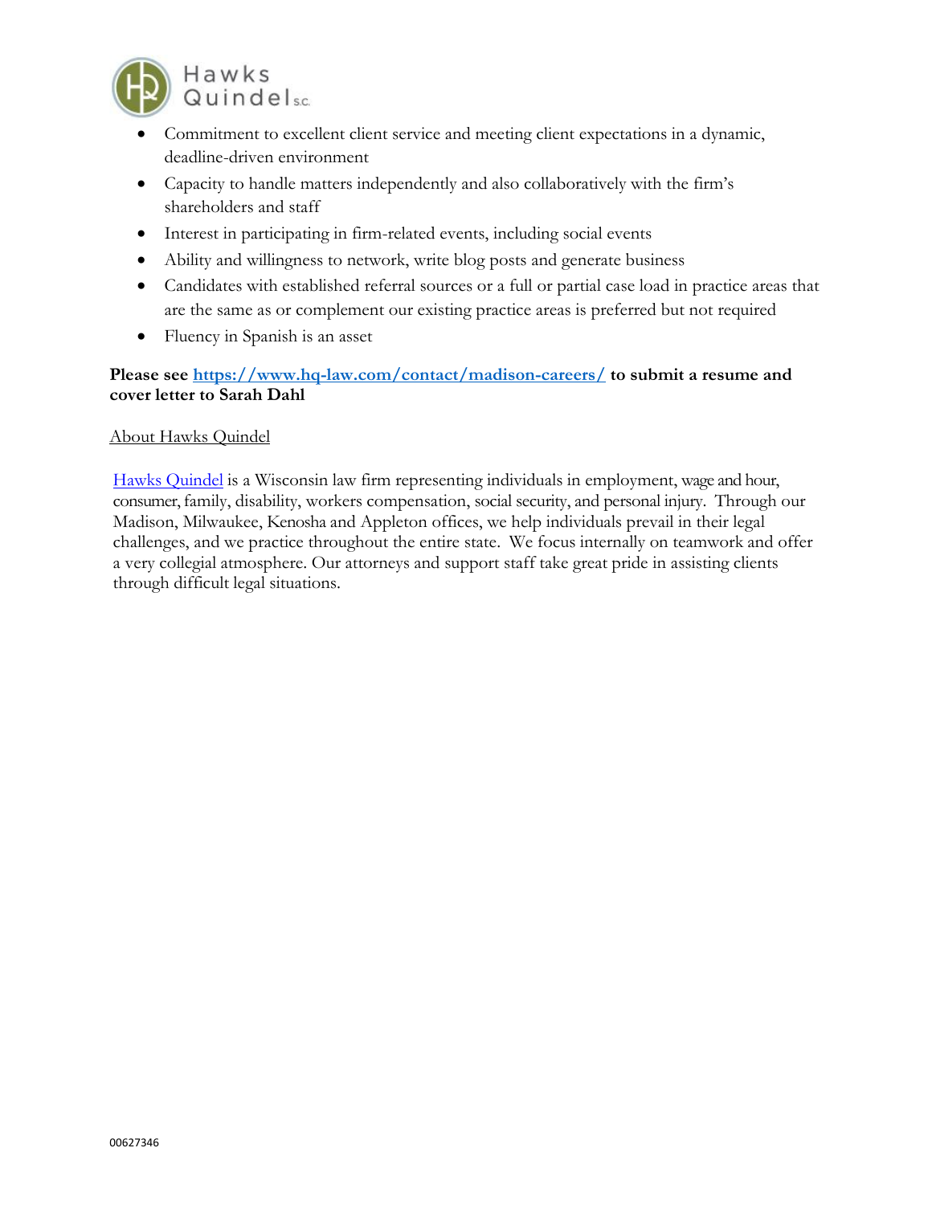- Commitment to excellent client service and meeting client expectations in a dynamic, deadline-driven environment
- Capacity to handle matters independently and also collaboratively with the firm's shareholders and staff
- Interest in participating in firm-related events, including social events
- Ability and willingness to network, write blog posts and generate business
- Candidates with established referral sources or a full or partial case load in practice areas that are the same as or complement our existing practice areas is preferred but not required
- Fluency in Spanish is an asset

**Please see [https://www.hq-law.com/contact/madison-careers/](https://www.hq-law.com/contact/madison-careers/) to submit a resume and cover letter to Sarah Dahl**

About Hawks Quindel

Hawks Quindel is a Wisconsin law firm representing individuals in employment, wage and hour, consumer, family, disability, workers compensation, social security, and personal injury. Through our Madison, Milwaukee, Kenosha and Appleton offices, we help individuals prevail in their legal challenges, and we practice throughout the entire state. We focus internally on teamwork and offer a very collegial atmosphere. Our attorneys and support staff take great pride in assisting clients through difficult legal situations.

00627346